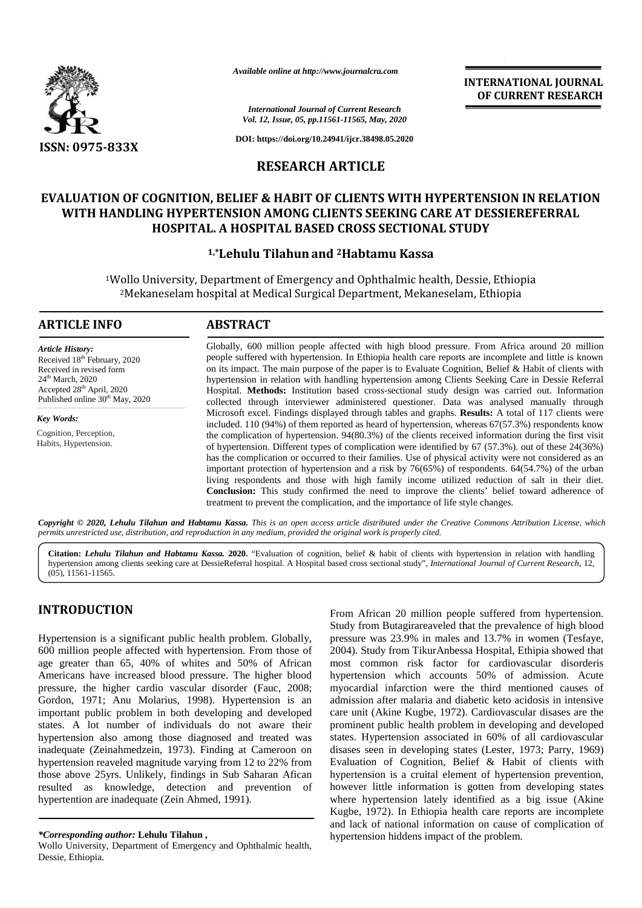*Available online at http://www.journalcra.com*

*International Journal of Current Research*
*Vol. 12, Issue, 05, pp.11561-11565, May, 2020*

**DOI: https://doi.org/10.24941/ijcr.38498.05.2020**

**INTERNATIONAL JOURNAL OF CURRENT RESEARCH**

ISSN: 0975-833X

## RESEARCH ARTICLE

# EVALUATION OF COGNITION, BELIEF & HABIT OF CLIENTS WITH HYPERTENSION IN RELATION WITH HANDLING HYPERTENSION AMONG CLIENTS SEEKING CARE AT DESSIEREFERRAL HOSPITAL. A HOSPITAL BASED CROSS SECTIONAL STUDY

**[1,*]Lehulu Tilahun and [2]Habtamu Kassa**

[1]Wollo University, Department of Emergency and Ophthalmic health, Dessie, Ethiopia
[2]Mekaneselam hospital at Medical Surgical Department, Mekaneselam, Ethiopia

### ARTICLE INFO

*Article History:*
Received 18th February, 2020
Received in revised form
24th March, 2020
Accepted 28th April, 2020
Published online 30th May, 2020

*Key Words:*
Cognition, Perception,
Habits, Hypertension.

### ABSTRACT

Globally, 600 million people affected with high blood pressure. From Africa around 20 million people suffered with hypertension. In Ethiopia health care reports are incomplete and little is known on its impact. The main purpose of the paper is to Evaluate Cognition, Belief & Habit of clients with hypertension in relation with handling hypertension among Clients Seeking Care in Dessie Referral Hospital. **Methods:** Institution based cross-sectional study design was carried out. Information collected through interviewer administered questioner. Data was analysed manually through Microsoft excel. Findings displayed through tables and graphs. **Results:** A total of 117 clients were included. 110 (94%) of them reported as heard of hypertension, whereas 67(57.3%) respondents know the complication of hypertension. 94(80.3%) of the clients received information during the first visit of hypertension. Different types of complication were identified by 67 (57.3%). out of these 24(36%) has the complication or occurred to their families. Use of physical activity were not considered as an important protection of hypertension and a risk by 76(65%) of respondents. 64(54.7%) of the urban living respondents and those with high family income utilized reduction of salt in their diet. **Conclusion:** This study confirmed the need to improve the clients' belief toward adherence of treatment to prevent the complication, and the importance of life style changes.

***Copyright © 2020, Lehulu Tilahun and Habtamu Kassa.*** *This is an open access article distributed under the Creative Commons Attribution License, which permits unrestricted use, distribution, and reproduction in any medium, provided the original work is properly cited.*

**Citation:** ***Lehulu Tilahun and Habtamu Kassa.* 2020.** "Evaluation of cognition, belief & habit of clients with hypertension in relation with handling hypertension among clients seeking care at DessieReferral hospital. A Hospital based cross sectional study", *International Journal of Current Research*, 12, (05), 11561-11565.

## INTRODUCTION

Hypertension is a significant public health problem. Globally, 600 million people affected with hypertension. From those of age greater than 65, 40% of whites and 50% of African Americans have increased blood pressure. The higher blood pressure, the higher cardio vascular disorder (Fauc, 2008; Gordon, 1971; Anu Molarius, 1998). Hypertension is an important public problem in both developing and developed states. A lot number of individuals do not aware their hypertension also among those diagnosed and treated was inadequate (Zeinahmedzein, 1973). Finding at Cameroon on hypertension reaveled magnitude varying from 12 to 22% from those above 25yrs. Unlikely, findings in Sub Saharan Afican resulted as knowledge, detection and prevention of hypertention are inadequate (Zein Ahmed, 1991).

From African 20 million people suffered from hypertension. Study from Butagirareaveled that the prevalence of high blood pressure was 23.9% in males and 13.7% in women (Tesfaye, 2004). Study from TikurAnbessa Hospital, Ethipia showed that most common risk factor for cardiovascular disorderis hypertension which accounts 50% of admission. Acute myocardial infarction were the third mentioned causes of admission after malaria and diabetic keto acidosis in intensive care unit (Akine Kugbe, 1972). Cardiovascular disases are the prominent public health problem in developing and developed states. Hypertension associated in 60% of all cardiovascular disases seen in developing states (Lester, 1973; Parry, 1969) Evaluation of Cognition, Belief & Habit of clients with hypertension is a cruital element of hypertension prevention, however little information is gotten from developing states where hypertension lately identified as a big issue (Akine Kugbe, 1972). In Ethiopia health care reports are incomplete and lack of national information on cause of complication of hypertension hiddens impact of the problem.

---

***Corresponding author:** **Lehulu Tilahun ,**
Wollo University, Department of Emergency and Ophthalmic health, Dessie, Ethiopia.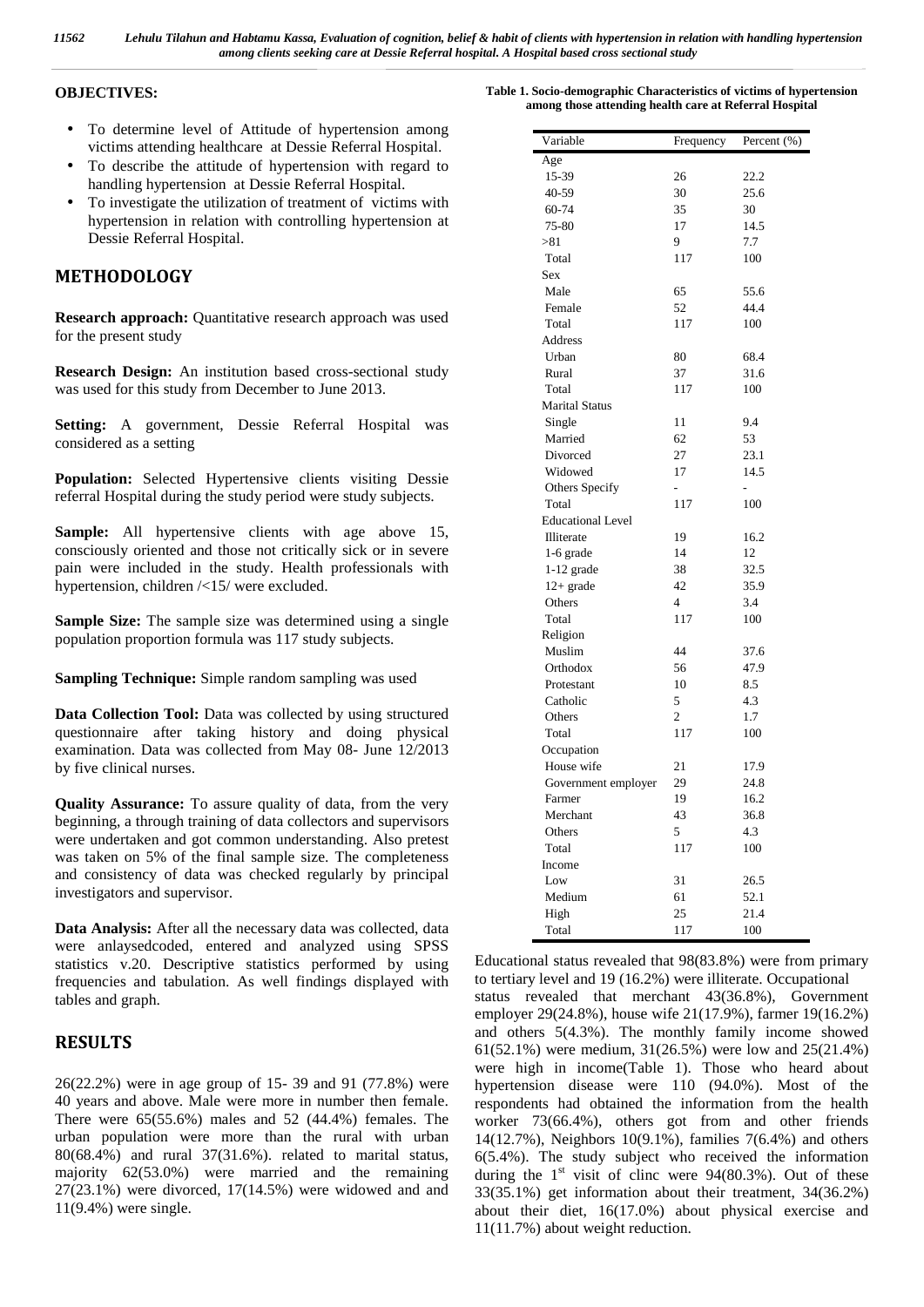## OBJECTIVES:

- To determine level of Attitude of hypertension among victims attending healthcare at Dessie Referral Hospital.
- To describe the attitude of hypertension with regard to handling hypertension at Dessie Referral Hospital.
- To investigate the utilization of treatment of victims with hypertension in relation with controlling hypertension at Dessie Referral Hospital.

## METHODOLOGY

**Research approach:** Quantitative research approach was used for the present study

**Research Design:** An institution based cross-sectional study was used for this study from December to June 2013.

**Setting:** A government, Dessie Referral Hospital was considered as a setting

**Population:** Selected Hypertensive clients visiting Dessie referral Hospital during the study period were study subjects.

**Sample:** All hypertensive clients with age above 15, consciously oriented and those not critically sick or in severe pain were included in the study. Health professionals with hypertension, children /<15/ were excluded.

**Sample Size:** The sample size was determined using a single population proportion formula was 117 study subjects.

**Sampling Technique:** Simple random sampling was used

**Data Collection Tool:** Data was collected by using structured questionnaire after taking history and doing physical examination. Data was collected from May 08- June 12/2013 by five clinical nurses.

**Quality Assurance:** To assure quality of data, from the very beginning, a through training of data collectors and supervisors were undertaken and got common understanding. Also pretest was taken on 5% of the final sample size. The completeness and consistency of data was checked regularly by principal investigators and supervisor.

**Data Analysis:** After all the necessary data was collected, data were anlaysedcoded, entered and analyzed using SPSS statistics v.20. Descriptive statistics performed by using frequencies and tabulation. As well findings displayed with tables and graph.

## RESULTS

26(22.2%) were in age group of 15- 39 and 91 (77.8%) were 40 years and above. Male were more in number then female. There were 65(55.6%) males and 52 (44.4%) females. The urban population were more than the rural with urban 80(68.4%) and rural 37(31.6%). related to marital status, majority 62(53.0%) were married and the remaining 27(23.1%) were divorced, 17(14.5%) were widowed and and 11(9.4%) were single.

**Table 1. Socio-demographic Characteristics of victims of hypertension among those attending health care at Referral Hospital**

| Variable | Frequency | Percent (%) |
|---|---|---|
| Age | | |
| 15-39 | 26 | 22.2 |
| 40-59 | 30 | 25.6 |
| 60-74 | 35 | 30 |
| 75-80 | 17 | 14.5 |
| >81 | 9 | 7.7 |
| Total | 117 | 100 |
| Sex | | |
| Male | 65 | 55.6 |
| Female | 52 | 44.4 |
| Total | 117 | 100 |
| Address | | |
| Urban | 80 | 68.4 |
| Rural | 37 | 31.6 |
| Total | 117 | 100 |
| Marital Status | | |
| Single | 11 | 9.4 |
| Married | 62 | 53 |
| Divorced | 27 | 23.1 |
| Widowed | 17 | 14.5 |
| Others Specify | - | - |
| Total | 117 | 100 |
| Educational Level | | |
| Illiterate | 19 | 16.2 |
| 1-6 grade | 14 | 12 |
| 1-12 grade | 38 | 32.5 |
| 12+ grade | 42 | 35.9 |
| Others | 4 | 3.4 |
| Total | 117 | 100 |
| Religion | | |
| Muslim | 44 | 37.6 |
| Orthodox | 56 | 47.9 |
| Protestant | 10 | 8.5 |
| Catholic | 5 | 4.3 |
| Others | 2 | 1.7 |
| Total | 117 | 100 |
| Occupation | | |
| House wife | 21 | 17.9 |
| Government employer | 29 | 24.8 |
| Farmer | 19 | 16.2 |
| Merchant | 43 | 36.8 |
| Others | 5 | 4.3 |
| Total | 117 | 100 |
| Income | | |
| Low | 31 | 26.5 |
| Medium | 61 | 52.1 |
| High | 25 | 21.4 |
| Total | 117 | 100 |

Educational status revealed that 98(83.8%) were from primary to tertiary level and 19 (16.2%) were illiterate. Occupational status revealed that merchant 43(36.8%), Government employer 29(24.8%), house wife 21(17.9%), farmer 19(16.2%) and others 5(4.3%). The monthly family income showed 61(52.1%) were medium, 31(26.5%) were low and 25(21.4%) were high in income(Table 1). Those who heard about hypertension disease were 110 (94.0%). Most of the respondents had obtained the information from the health worker 73(66.4%), others got from and other friends 14(12.7%), Neighbors 10(9.1%), families 7(6.4%) and others 6(5.4%). The study subject who received the information during the 1st visit of clinc were 94(80.3%). Out of these 33(35.1%) get information about their treatment, 34(36.2%) about their diet, 16(17.0%) about physical exercise and 11(11.7%) about weight reduction.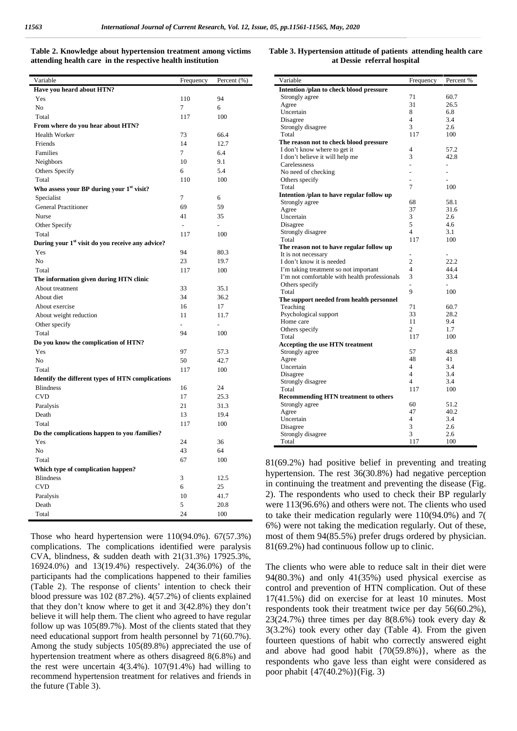**Table 2. Knowledge about hypertension treatment among victims attending health care in the respective health institution**

| Variable | Frequency | Percent (%) |
|---|---|---|
| **Have you heard about HTN?** | | |
| Yes | 110 | 94 |
| No | 7 | 6 |
| Total | 117 | 100 |
| **From where do you hear about HTN?** | | |
| Health Worker | 73 | 66.4 |
| Friends | 14 | 12.7 |
| Families | 7 | 6.4 |
| Neighbors | 10 | 9.1 |
| Others Specify | 6 | 5.4 |
| Total | 110 | 100 |
| **Who assess your BP during your 1st visit?** | | |
| Specialist | 7 | 6 |
| General Practitioner | 69 | 59 |
| Nurse | 41 | 35 |
| Other Specify | - | - |
| Total | 117 | 100 |
| **During your 1st visit do you receive any advice?** | | |
| Yes | 94 | 80.3 |
| No | 23 | 19.7 |
| Total | 117 | 100 |
| **The information given during HTN clinic** | | |
| About treatment | 33 | 35.1 |
| About diet | 34 | 36.2 |
| About exercise | 16 | 17 |
| About weight reduction | 11 | 11.7 |
| Other specify | - | - |
| Total | 94 | 100 |
| **Do you know the complication of HTN?** | | |
| Yes | 97 | 57.3 |
| No | 50 | 42.7 |
| Total | 117 | 100 |
| **Identify the different types of HTN complications** | | |
| Blindness | 16 | 24 |
| CVD | 17 | 25.3 |
| Paralysis | 21 | 31.3 |
| Death | 13 | 19.4 |
| Total | 117 | 100 |
| **Do the complications happen to you /families?** | | |
| Yes | 24 | 36 |
| No | 43 | 64 |
| Total | 67 | 100 |
| **Which type of complication happen?** | | |
| Blindness | 3 | 12.5 |
| CVD | 6 | 25 |
| Paralysis | 10 | 41.7 |
| Death | 5 | 20.8 |
| Total | 24 | 100 |

Those who heard hypertension were 110(94.0%). 67(57.3%) complications. The complications identified were paralysis CVA, blindness, & sudden death with 21(31.3%) 17925.3%, 16924.0%) and 13(19.4%) respectively. 24(36.0%) of the participants had the complications happened to their families (Table 2). The response of clients' intention to check their blood pressure was 102 (87.2%). 4(57.2%) of clients explained that they don't know where to get it and 3(42.8%) they don't believe it will help them. The client who agreed to have regular follow up was 105(89.7%). Most of the clients stated that they need educational support from health personnel by 71(60.7%). Among the study subjects 105(89.8%) appreciated the use of hypertension treatment where as others disagreed 8(6.8%) and the rest were uncertain 4(3.4%). 107(91.4%) had willing to recommend hypertension treatment for relatives and friends in the future (Table 3).

**Table 3. Hypertension attitude of patients attending health care at Dessie referral hospital**

| Variable | Frequency | Percent % |
|---|---|---|
| **Intention /plan to check blood pressure** | | |
| Strongly agree | 71 | 60.7 |
| Agree | 31 | 26.5 |
| Uncertain | 8 | 6.8 |
| Disagree | 4 | 3.4 |
| Strongly disagree | 3 | 2.6 |
| Total | 117 | 100 |
| **The reason not to check blood pressure** | | |
| I don't know where to get it | 4 | 57.2 |
| I don't believe it will help me | 3 | 42.8 |
| Carelessness | - | - |
| No need of checking | - | - |
| Others specify | - | - |
| Total | 7 | 100 |
| **Intention /plan to have regular follow up** | | |
| Strongly agree | 68 | 58.1 |
| Agree | 37 | 31.6 |
| Uncertain | 3 | 2.6 |
| Disagree | 5 | 4.6 |
| Strongly disagree | 4 | 3.1 |
| Total | 117 | 100 |
| **The reason not to have regular follow up** | | |
| It is not necessary | - | - |
| I don't know it is needed | 2 | 22.2 |
| I'm taking treatment so not important | 4 | 44.4 |
| I'm not comfortable with health professionals | 3 | 33.4 |
| Others specify | - | - |
| Total | 9 | 100 |
| **The support needed from health personnel** | | |
| Teaching | 71 | 60.7 |
| Psychological support | 33 | 28.2 |
| Home care | 11 | 9.4 |
| Others specify | 2 | 1.7 |
| Total | 117 | 100 |
| **Accepting the use HTN treatment** | | |
| Strongly agree | 57 | 48.8 |
| Agree | 48 | 41 |
| Uncertain | 4 | 3.4 |
| Disagree | 4 | 3.4 |
| Strongly disagree | 4 | 3.4 |
| Total | 117 | 100 |
| **Recommending HTN treatment to others** | | |
| Strongly agree | 60 | 51.2 |
| Agree | 47 | 40.2 |
| Uncertain | 4 | 3.4 |
| Disagree | 3 | 2.6 |
| Strongly disagree | 3 | 2.6 |
| Total | 117 | 100 |

81(69.2%) had positive belief in preventing and treating hypertension. The rest 36(30.8%) had negative perception in continuing the treatment and preventing the disease (Fig. 2). The respondents who used to check their BP regularly were 113(96.6%) and others were not. The clients who used to take their medication regularly were 110(94.0%) and 7( 6%) were not taking the medication regularly. Out of these, most of them 94(85.5%) prefer drugs ordered by physician. 81(69.2%) had continuous follow up to clinic.

The clients who were able to reduce salt in their diet were 94(80.3%) and only 41(35%) used physical exercise as control and prevention of HTN complication. Out of these 17(41.5%) did on exercise for at least 10 minutes. Most respondents took their treatment twice per day 56(60.2%), 23(24.7%) three times per day 8(8.6%) took every day & 3(3.2%) took every other day (Table 4). From the given fourteen questions of habit who correctly answered eight and above had good habit {70(59.8%)}, where as the respondents who gave less than eight were considered as poor phabit {47(40.2%)}(Fig. 3)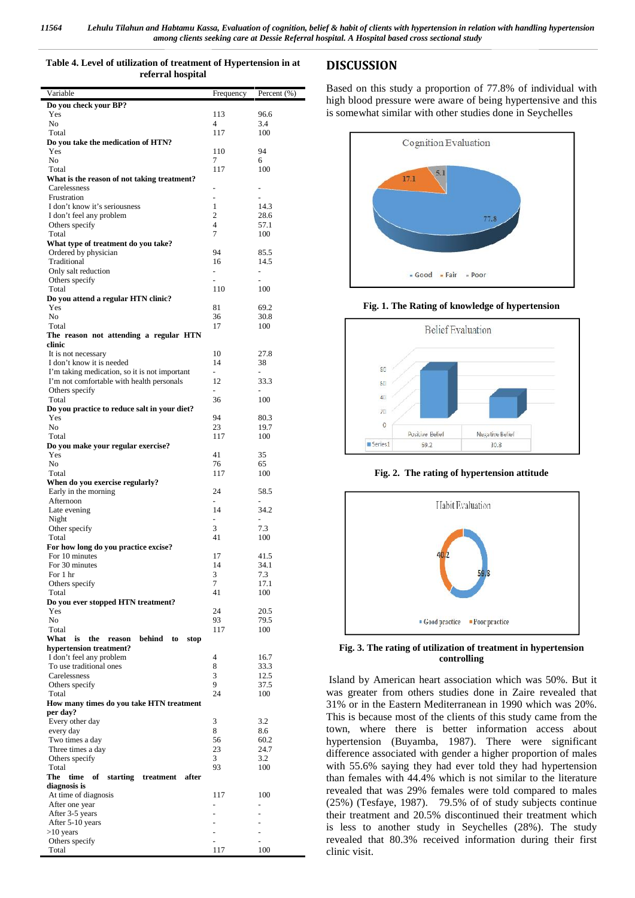**Table 4. Level of utilization of treatment of Hypertension in at referral hospital**

| Variable | Frequency | Percent (%) |
|---|---|---|
| **Do you check your BP?** | | |
| Yes | 113 | 96.6 |
| No | 4 | 3.4 |
| Total | 117 | 100 |
| **Do you take the medication of HTN?** | | |
| Yes | 110 | 94 |
| No | 7 | 6 |
| Total | 117 | 100 |
| **What is the reason of not taking treatment?** | | |
| Carelessness | - | - |
| Frustration | - | - |
| I don't know it's seriousness | 1 | 14.3 |
| I don't feel any problem | 2 | 28.6 |
| Others specify | 4 | 57.1 |
| Total | 7 | 100 |
| **What type of treatment do you take?** | | |
| Ordered by physician | 94 | 85.5 |
| Traditional | 16 | 14.5 |
| Only salt reduction | - | - |
| Others specify | - | - |
| Total | 110 | 100 |
| **Do you attend a regular HTN clinic?** | | |
| Yes | 81 | 69.2 |
| No | 36 | 30.8 |
| Total | 17 | 100 |
| **The reason not attending a regular HTN clinic** | | |
| It is not necessary | 10 | 27.8 |
| I don't know it is needed | 14 | 38 |
| I'm taking medication, so it is not important | - | - |
| I'm not comfortable with health personals | 12 | 33.3 |
| Others specify | - | - |
| Total | 36 | 100 |
| **Do you practice to reduce salt in your diet?** | | |
| Yes | 94 | 80.3 |
| No | 23 | 19.7 |
| Total | 117 | 100 |
| **Do you make your regular exercise?** | | |
| Yes | 41 | 35 |
| No | 76 | 65 |
| Total | 117 | 100 |
| **When do you exercise regularly?** | | |
| Early in the morning | 24 | 58.5 |
| Afternoon | - | - |
| Late evening | 14 | 34.2 |
| Night | - | - |
| Other specify | 3 | 7.3 |
| Total | 41 | 100 |
| **For how long do you practice excise?** | | |
| For 10 minutes | 17 | 41.5 |
| For 30 minutes | 14 | 34.1 |
| For 1 hr | 3 | 7.3 |
| Others specify | 7 | 17.1 |
| Total | 41 | 100 |
| **Do you ever stopped HTN treatment?** | | |
| Yes | 24 | 20.5 |
| No | 93 | 79.5 |
| Total | 117 | 100 |
| **What is the reason behind to stop hypertension treatment?** | | |
| I don't feel any problem | 4 | 16.7 |
| To use traditional ones | 8 | 33.3 |
| Carelessness | 3 | 12.5 |
| Others specify | 9 | 37.5 |
| Total | 24 | 100 |
| **How many times do you take HTN treatment per day?** | | |
| Every other day | 3 | 3.2 |
| every day | 8 | 8.6 |
| Two times a day | 56 | 60.2 |
| Three times a day | 23 | 24.7 |
| Others specify | 3 | 3.2 |
| Total | 93 | 100 |
| **The time of starting treatment after diagnosis is** | | |
| At time of diagnosis | 117 | 100 |
| After one year | - | - |
| After 3-5 years | - | - |
| After 5-10 years | - | - |
| >10 years | - | - |
| Others specify | - | - |
| Total | 117 | 100 |

## DISCUSSION

Based on this study a proportion of 77.8% of individual with high blood pressure were aware of being hypertensive and this is somewhat similar with other studies done in Seychelles

Fig. 1. The Rating of knowledge of hypertension

Fig. 2. The rating of hypertension attitude

Fig. 3. The rating of utilization of treatment in hypertension controlling

Island by American heart association which was 50%. But it was greater from others studies done in Zaire revealed that 31% or in the Eastern Mediterranean in 1990 which was 20%. This is because most of the clients of this study came from the town, where there is better information access about hypertension (Buyamba, 1987). There were significant difference associated with gender a higher proportion of males with 55.6% saying they had ever told they had hypertension than females with 44.4% which is not similar to the literature revealed that was 29% females were told compared to males (25%) (Tesfaye, 1987). 79.5% of of study subjects continue their treatment and 20.5% discontinued their treatment which is less to another study in Seychelles (28%). The study revealed that 80.3% received information during their first clinic visit.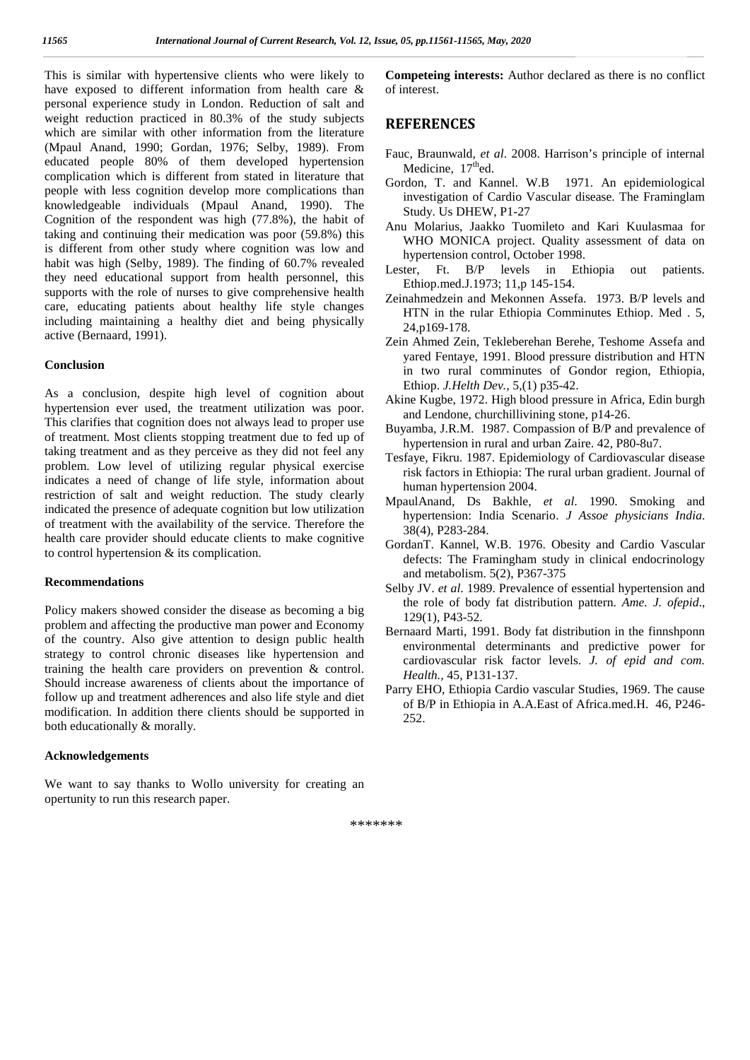This is similar with hypertensive clients who were likely to have exposed to different information from health care & personal experience study in London. Reduction of salt and weight reduction practiced in 80.3% of the study subjects which are similar with other information from the literature (Mpaul Anand, 1990; Gordan, 1976; Selby, 1989). From educated people 80% of them developed hypertension complication which is different from stated in literature that people with less cognition develop more complications than knowledgeable individuals (Mpaul Anand, 1990). The Cognition of the respondent was high (77.8%), the habit of taking and continuing their medication was poor (59.8%) this is different from other study where cognition was low and habit was high (Selby, 1989). The finding of 60.7% revealed they need educational support from health personnel, this supports with the role of nurses to give comprehensive health care, educating patients about healthy life style changes including maintaining a healthy diet and being physically active (Bernaard, 1991).

### Conclusion

As a conclusion, despite high level of cognition about hypertension ever used, the treatment utilization was poor. This clarifies that cognition does not always lead to proper use of treatment. Most clients stopping treatment due to fed up of taking treatment and as they perceive as they did not feel any problem. Low level of utilizing regular physical exercise indicates a need of change of life style, information about restriction of salt and weight reduction. The study clearly indicated the presence of adequate cognition but low utilization of treatment with the availability of the service. Therefore the health care provider should educate clients to make cognitive to control hypertension & its complication.

### Recommendations

Policy makers showed consider the disease as becoming a big problem and affecting the productive man power and Economy of the country. Also give attention to design public health strategy to control chronic diseases like hypertension and training the health care providers on prevention & control. Should increase awareness of clients about the importance of follow up and treatment adherences and also life style and diet modification. In addition there clients should be supported in both educationally & morally.

### Acknowledgements

We want to say thanks to Wollo university for creating an opertunity to run this research paper.

**Competeing interests:** Author declared as there is no conflict of interest.

## REFERENCES

Fauc, Braunwald, *et al*. 2008. Harrison's principle of internal Medicine, 17[th]ed.

Gordon, T. and Kannel. W.B 1971. An epidemiological investigation of Cardio Vascular disease. The Framinglam Study. Us DHEW, P1-27

Anu Molarius, Jaakko Tuomileto and Kari Kuulasmaa for WHO MONICA project. Quality assessment of data on hypertension control, October 1998.

Lester, Ft. B/P levels in Ethiopia out patients. Ethiop.med.J.1973; 11,p 145-154.

Zeinahmedzein and Mekonnen Assefa. 1973. B/P levels and HTN in the rular Ethiopia Comminutes Ethiop. Med . 5, 24,p169-178.

Zein Ahmed Zein, Tekleberehan Berehe, Teshome Assefa and yared Fentaye, 1991. Blood pressure distribution and HTN in two rural comminutes of Gondor region, Ethiopia, Ethiop. *J.Helth Dev.,* 5,(1) p35-42.

Akine Kugbe, 1972. High blood pressure in Africa, Edin burgh and Lendone, churchillivining stone, p14-26.

Buyamba, J.R.M. 1987. Compassion of B/P and prevalence of hypertension in rural and urban Zaire. 42, P80-8u7.

Tesfaye, Fikru. 1987. Epidemiology of Cardiovascular disease risk factors in Ethiopia: The rural urban gradient. Journal of human hypertension 2004.

MpaulAnand, Ds Bakhle, *et al*. 1990. Smoking and hypertension: India Scenario. *J Assoe physicians India*. 38(4), P283-284.

GordanT. Kannel, W.B. 1976. Obesity and Cardio Vascular defects: The Framingham study in clinical endocrinology and metabolism. 5(2), P367-375

Selby JV. *et al*. 1989. Prevalence of essential hypertension and the role of body fat distribution pattern. *Ame. J. ofepid*., 129(1), P43-52.

Bernaard Marti, 1991. Body fat distribution in the finnshponn environmental determinants and predictive power for cardiovascular risk factor levels. *J. of epid and com. Health.,* 45, P131-137.

Parry EHO, Ethiopia Cardio vascular Studies, 1969. The cause of B/P in Ethiopia in A.A.East of Africa.med.H. 46, P246-252.

*******